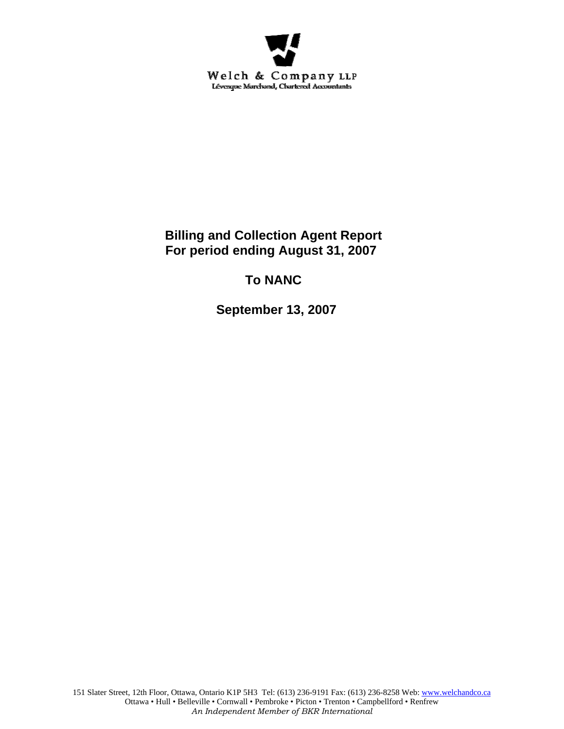Welch & Company LLP

Lévesque Marchand, Chartered Accountants

# Billing and Collection Agent Report
# For period ending August 31, 2007

## To NANC

## September 13, 2007

151 Slater Street, 12th Floor, Ottawa, Ontario K1P 5H3 Tel: (613) 236-9191 Fax: (613) 236-8258 Web: www.welchandco.ca
Ottawa • Hull • Belleville • Cornwall • Pembroke • Picton • Trenton • Campbellford • Renfrew
*An Independent Member of BKR International*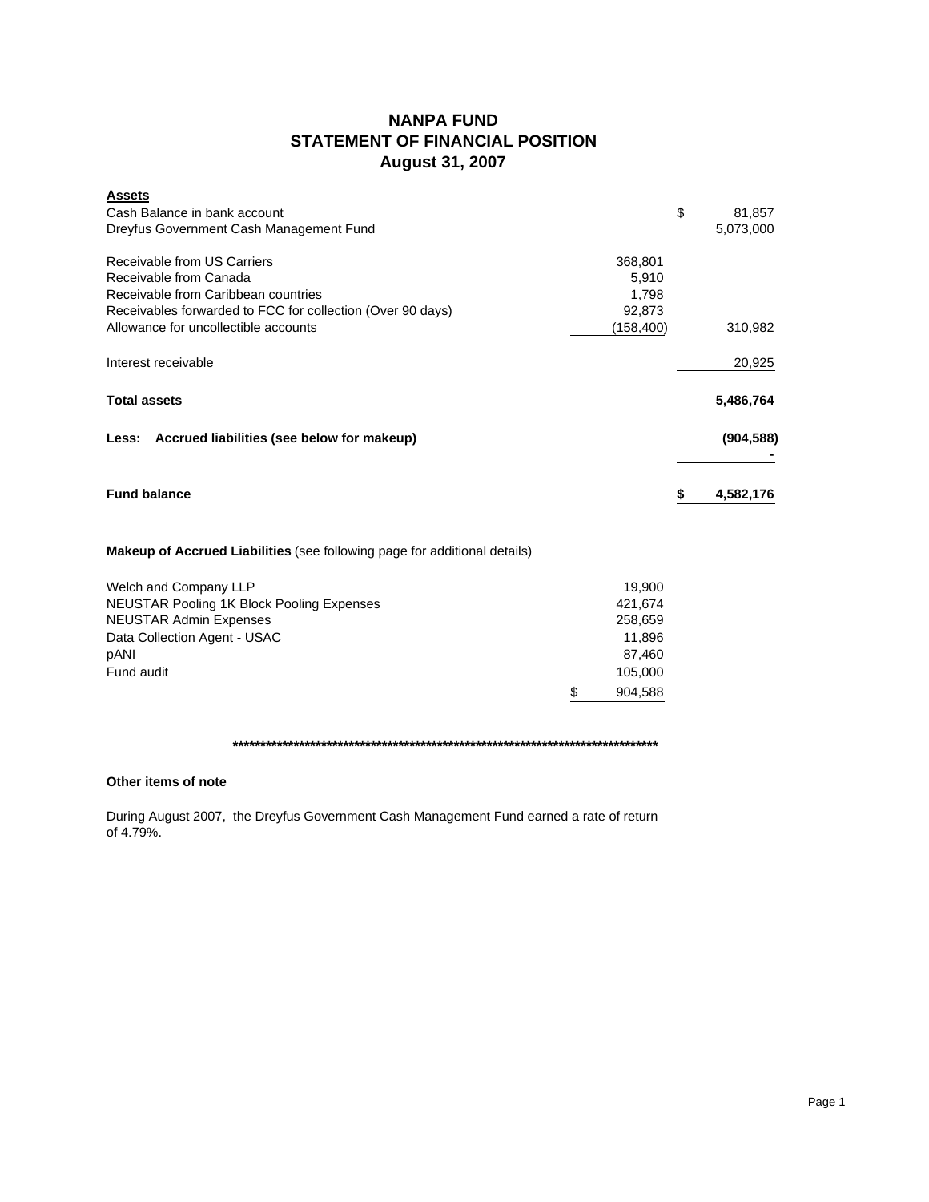# NANPA FUND
## STATEMENT OF FINANCIAL POSITION
## August 31, 2007

| **Assets** | | |
|---|---|---|
| Cash Balance in bank account | | $ 81,857 |
| Dreyfus Government Cash Management Fund | | 5,073,000 |
| | | |
| Receivable from US Carriers | 368,801 | |
| Receivable from Canada | 5,910 | |
| Receivable from Caribbean countries | 1,798 | |
| Receivables forwarded to FCC for collection (Over 90 days) | 92,873 | |
| Allowance for uncollectible accounts | (158,400) | 310,982 |
| | | |
| Interest receivable | | 20,925 |
| | | |
| **Total assets** | | **5,486,764** |
| | | |
| **Less: Accrued liabilities (see below for makeup)** | | **(904,588)** |
| | | **-** |
| | | |
| **Fund balance** | | **$ 4,582,176** |

**Makeup of Accrued Liabilities** (see following page for additional details)

| | |
|---|---|
| Welch and Company LLP | 19,900 |
| NEUSTAR Pooling 1K Block Pooling Expenses | 421,674 |
| NEUSTAR Admin Expenses | 258,659 |
| Data Collection Agent - USAC | 11,896 |
| pANI | 87,460 |
| Fund audit | 105,000 |
| | $ 904,588 |

************************************************************************************

**Other items of note**

During August 2007, the Dreyfus Government Cash Management Fund earned a rate of return of 4.79%.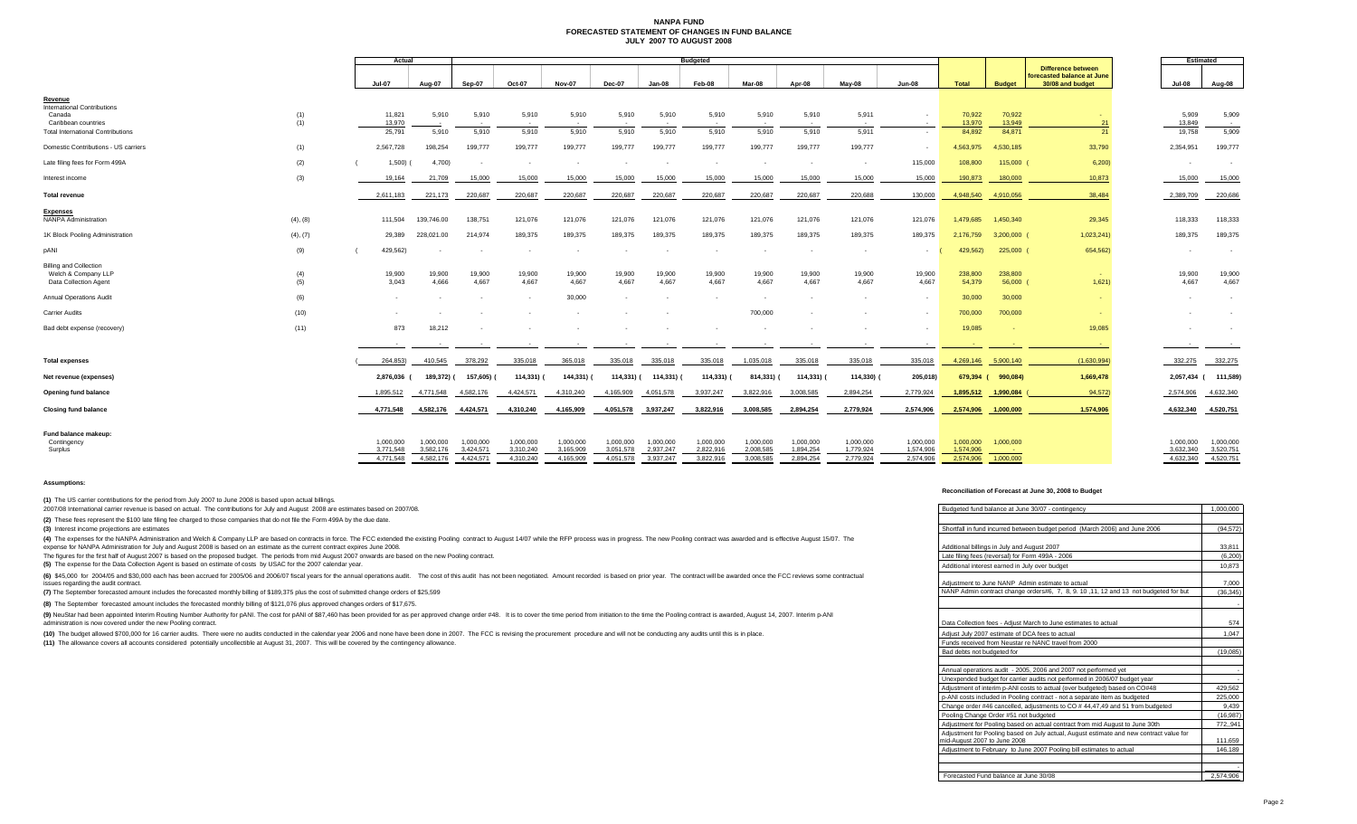# NANPA FUND
## FORECASTED STATEMENT OF CHANGES IN FUND BALANCE
## JULY 2007 TO AUGUST 2008

| | | Actual | | Budgeted | | | | | | | | | | | | | | Estimated | |
|---|---|---|---|---|---|---|---|---|---|---|---|---|---|---|---|---|---|---|---|
| | | Jul-07 | Aug-07 | Sep-07 | Oct-07 | Nov-07 | Dec-07 | Jan-08 | Feb-08 | Mar-08 | Apr-08 | May-08 | Jun-08 | Total | Budget | Difference between forecasted balance at June 30/08 and budget | | Jul-08 | Aug-08 |
| **Revenue** | | | | | | | | | | | | | | | | | | | |
| International Contributions | | | | | | | | | | | | | | | | | | | |
| Canada | (1) | 11,821 | 5,910 | 5,910 | 5,910 | 5,910 | 5,910 | 5,910 | 5,910 | 5,910 | 5,910 | 5,911 | - | 70,922 | 70,922 | - | | 5,909 | 5,909 |
| Caribbean countries | (1) | 13,970 | - | - | - | - | - | - | - | - | - | - | - | 13,970 | 13,949 | 21 | | 13,849 | - |
| Total International Contributions | | 25,791 | 5,910 | 5,910 | 5,910 | 5,910 | 5,910 | 5,910 | 5,910 | 5,910 | 5,910 | 5,911 | - | 84,892 | 84,871 | 21 | | 19,758 | 5,909 |
| Domestic Contributions - US carriers | (1) | 2,567,728 | 198,254 | 199,777 | 199,777 | 199,777 | 199,777 | 199,777 | 199,777 | 199,777 | 199,777 | 199,777 | - | 4,563,975 | 4,530,185 | 33,790 | | 2,354,951 | 199,777 |
| Late filing fees for Form 499A | (2) | (1,500) | (4,700) | - | - | - | - | - | - | - | - | - | 115,000 | 108,800 | 115,000 | (6,200) | | - | - |
| Interest income | (3) | 19,164 | 21,709 | 15,000 | 15,000 | 15,000 | 15,000 | 15,000 | 15,000 | 15,000 | 15,000 | 15,000 | 15,000 | 190,873 | 180,000 | 10,873 | | 15,000 | 15,000 |
| **Total revenue** | | 2,611,183 | 221,173 | 220,687 | 220,687 | 220,687 | 220,687 | 220,687 | 220,687 | 220,687 | 220,687 | 220,688 | 130,000 | 4,948,540 | 4,910,056 | 38,484 | | 2,389,709 | 220,686 |
| **Expenses** | | | | | | | | | | | | | | | | | | | |
| NANPA Administration | (4), (8) | 111,504 | 139,746.00 | 138,751 | 121,076 | 121,076 | 121,076 | 121,076 | 121,076 | 121,076 | 121,076 | 121,076 | 121,076 | 1,479,685 | 1,450,340 | 29,345 | | 118,333 | 118,333 |
| 1K Block Pooling Administration | (4), (7) | 29,389 | 228,021.00 | 214,974 | 189,375 | 189,375 | 189,375 | 189,375 | 189,375 | 189,375 | 189,375 | 189,375 | 189,375 | 2,176,759 | 3,200,000 | (1,023,241) | | 189,375 | 189,375 |
| pANI | (9) | (429,562) | - | - | - | - | - | - | - | - | - | - | - | (429,562) | 225,000 | (654,562) | | - | - |
| Billing and Collection | | | | | | | | | | | | | | | | | | | |
| Welch & Company LLP | (4) | 19,900 | 19,900 | 19,900 | 19,900 | 19,900 | 19,900 | 19,900 | 19,900 | 19,900 | 19,900 | 19,900 | 19,900 | 238,800 | 238,800 | - | | 19,900 | 19,900 |
| Data Collection Agent | (5) | 3,043 | 4,666 | 4,667 | 4,667 | 4,667 | 4,667 | 4,667 | 4,667 | 4,667 | 4,667 | 4,667 | 4,667 | 54,379 | 56,000 | (1,621) | | 4,667 | 4,667 |
| Annual Operations Audit | (6) | - | - | - | - | 30,000 | - | - | - | - | - | - | - | 30,000 | 30,000 | - | | - | - |
| Carrier Audits | (10) | - | - | - | - | - | - | - | - | 700,000 | - | - | - | 700,000 | 700,000 | - | | - | - |
| Bad debt expense (recovery) | (11) | 873 | 18,212 | - | - | - | - | - | - | - | - | - | - | 19,085 | - | 19,085 | | - | - |
| **Total expenses** | | (264,853) | 410,545 | 378,292 | 335,018 | 365,018 | 335,018 | 335,018 | 335,018 | 1,035,018 | 335,018 | 335,018 | 335,018 | 4,269,146 | 5,900,140 | (1,630,994) | | 332,275 | 332,275 |
| **Net revenue (expenses)** | | 2,876,036 | (189,372) | (157,605) | (114,331) | (144,331) | (114,331) | (114,331) | (114,331) | (814,331) | (114,331) | (114,330) | (205,018) | 679,394 | (990,084) | 1,669,478 | | 2,057,434 | (111,589) |
| **Opening fund balance** | | 1,895,512 | 4,771,548 | 4,582,176 | 4,424,571 | 4,310,240 | 4,165,909 | 4,051,578 | 3,937,247 | 3,822,916 | 3,008,585 | 2,894,254 | 2,779,924 | 1,895,512 | 1,990,084 | (94,572) | | 2,574,906 | 4,632,340 |
| **Closing fund balance** | | 4,771,548 | 4,582,176 | 4,424,571 | 4,310,240 | 4,165,909 | 4,051,578 | 3,937,247 | 3,822,916 | 3,008,585 | 2,894,254 | 2,779,924 | 2,574,906 | 2,574,906 | 1,000,000 | 1,574,906 | | 4,632,340 | 4,520,751 |
| **Fund balance makeup:** | | | | | | | | | | | | | | | | | | | |
| Contingency | | 1,000,000 | 1,000,000 | 1,000,000 | 1,000,000 | 1,000,000 | 1,000,000 | 1,000,000 | 1,000,000 | 1,000,000 | 1,000,000 | 1,000,000 | 1,000,000 | 1,000,000 | 1,000,000 | | | 1,000,000 | 1,000,000 |
| Surplus | | 3,771,548 | 3,582,176 | 3,424,571 | 3,310,240 | 3,165,909 | 3,051,578 | 2,937,247 | 2,822,916 | 2,008,585 | 1,894,254 | 1,779,924 | 1,574,906 | 1,574,906 | - | | | 3,632,340 | 3,520,751 |
| | | 4,771,548 | 4,582,176 | 4,424,571 | 4,310,240 | 4,165,909 | 4,051,578 | 3,937,247 | 3,822,916 | 3,008,585 | 2,894,254 | 2,779,924 | 2,574,906 | 2,574,906 | 1,000,000 | | | 4,632,340 | 4,520,751 |

**Assumptions:**

**(1)** The US carrier contributions for the period from July 2007 to June 2008 is based upon actual billings.

2007/08 International carrier revenue is based on actual. The contributions for July and August 2008 are estimates based on 2007/08.

**(2)** These fees represent the $100 late filing fee charged to those companies that do not file the Form 499A by the due date.

**(3)** Interest income projections are estimates

**(4)** The expenses for the NANPA Administration and Welch & Company LLP are based on contracts in force. The FCC extended the existing Pooling contract to August 14/07 while the RFP process was in progress. The new Pooling contract was awarded and is effective August 15/07. The expense for NANPA Administration for July and August 2008 is based on an estimate as the current contract expires June 2008.

The figures for the first half of August 2007 is based on the proposed budget. The periods from mid August 2007 onwards are based on the new Pooling contract.

**(5)** The expense for the Data Collection Agent is based on estimate of costs by USAC for the 2007 calendar year.

**(6)** $45,000 for 2004/05 and $30,000 each has been accrued for 2005/06 and 2006/07 fiscal years for the annual operations audit. The cost of this audit has not been negotiated. Amount recorded is based on prior year. The contract will be awarded once the FCC reviews some contractual issues regarding the audit contract.

**(7)** The September forecasted amount includes the forecasted monthly billing of $189,375 plus the cost of submitted change orders of $25,599

**(8)** The September forecasted amount includes the forecasted monthly billing of $121,076 plus approved changes orders of $17,675.

**(9)** NeuStar had been appointed Interim Routing Number Authority for pANI. The cost for pANI of $87,460 has been provided for as per approved change order #48. It is to cover the time period from initiation to the time the Pooling contract is awarded, August 14, 2007. Interim p-ANI administration is now covered under the new Pooling contract.

**(10)** The budget allowed $700,000 for 16 carrier audits. There were no audits conducted in the calendar year 2006 and none have been done in 2007. The FCC is revising the procurement procedure and will not be conducting any audits until this is in place.

**(11)** The allowance covers all accounts considered potentially uncollectible at August 31, 2007. This will be covered by the contingency allowance.

**Reconciliation of Forecast at June 30, 2008 to Budget**

| | |
|---|---|
| Budgeted fund balance at June 30/07 - contingency | 1,000,000 |
| | |
| Shortfall in fund incurred between budget period (March 2006) and June 2006 | (94,572) |
| | |
| Additional billings in July and August 2007 | 33,811 |
| Late filing fees (reversal) for Form 499A - 2006 | (6,200) |
| Additional interest earned in July over budget | 10,873 |
| | |
| Adjustment to June NANP Admin estimate to actual | 7,000 |
| NANP Admin contract change orders#6, 7, 8, 9. 10 ,11, 12 and 13 not budgeted for but | (36,345) |
| | - |
| | |
| Data Collection fees - Adjust March to June estimates to actual | 574 |
| Adjust July 2007 estimate of DCA fees to actual | 1,047 |
| Funds received from Neustar re NANC travel from 2000 | |
| Bad debts not budgeted for | (19,085) |
| | |
| Annual operations audit - 2005, 2006 and 2007 not performed yet | - |
| Unexpended budget for carrier audits not performed in 2006/07 budget year | - |
| Adjustment of interim p-ANI costs to actual (over budgeted) based on CO#48 | 429,562 |
| p-ANI costs included in Pooling contract - not a separate item as budgeted | 225,000 |
| Change order #46 cancelled, adjustments to CO # 44,47,49 and 51 from budgeted | 9,439 |
| Pooling Change Order #51 not budgeted | (16,987) |
| Adjustment for Pooling based on actual contract from mid August to June 30th | 772,941 |
| Adjustment for Pooling based on July actual, August estimate and new contract value for mid-August 2007 to June 2008 | 111,659 |
| Adjustment to February to June 2007 Pooling bill estimates to actual | 146,189 |
| | |
| | - |
| Forecasted Fund balance at June 30/08 | 2,574,906 |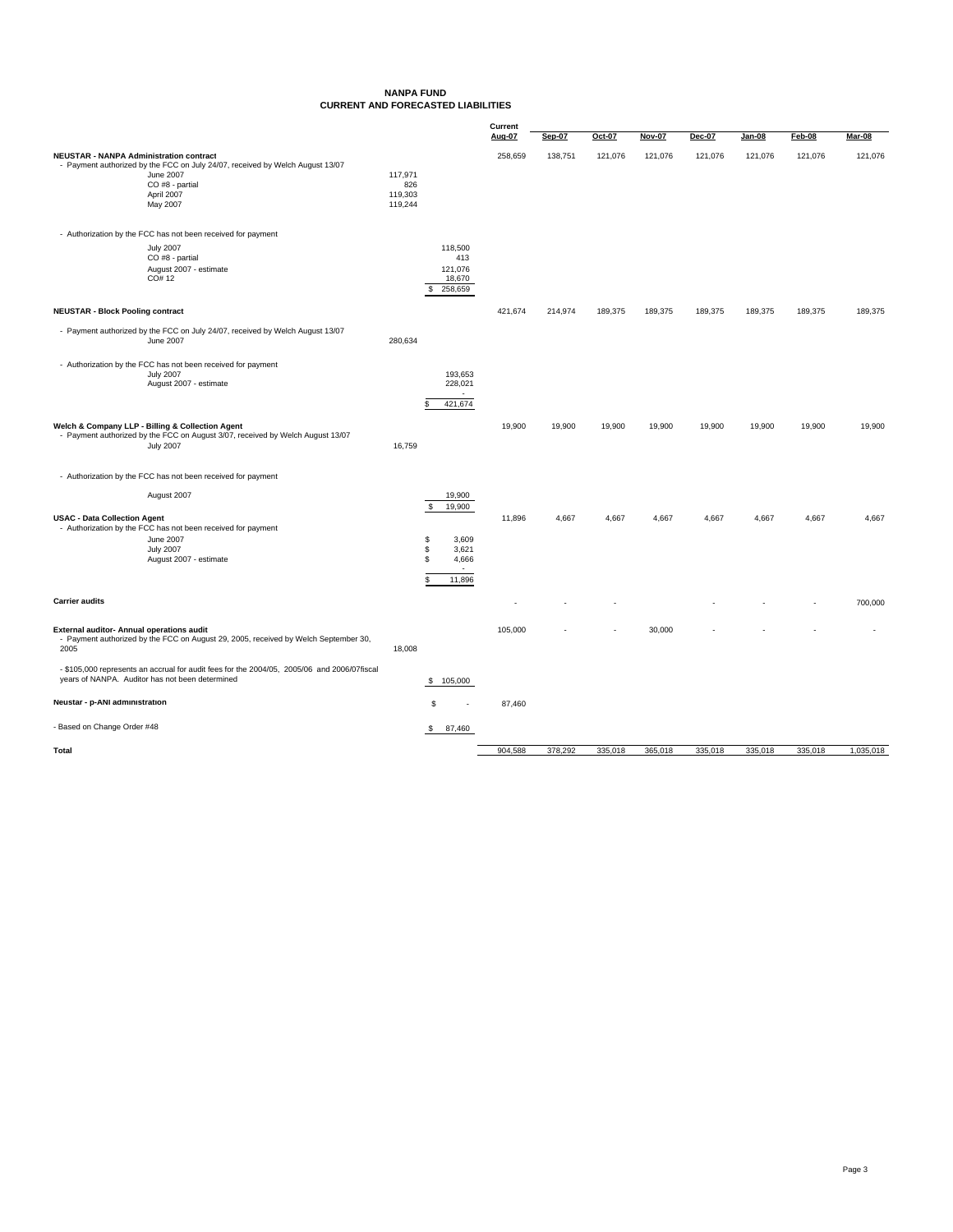# NANPA FUND
## CURRENT AND FORECASTED LIABILITIES

| | | | Current Aug-07 | Sep-07 | Oct-07 | Nov-07 | Dec-07 | Jan-08 | Feb-08 | Mar-08 |
|---|---|---|---|---|---|---|---|---|---|---|
| **NEUSTAR - NANPA Administration contract** | | | 258,659 | 138,751 | 121,076 | 121,076 | 121,076 | 121,076 | 121,076 | 121,076 |
| - Payment authorized by the FCC on July 24/07, received by Welch August 13/07 | | | | | | | | | | |
| June 2007 | 117,971 | | | | | | | | | |
| CO #8 - partial | 826 | | | | | | | | | |
| April 2007 | 119,303 | | | | | | | | | |
| May 2007 | 119,244 | | | | | | | | | |
| - Authorization by the FCC has not been received for payment | | | | | | | | | | |
| July 2007 | | 118,500 | | | | | | | | |
| CO #8 - partial | | 413 | | | | | | | | |
| August 2007 - estimate | | 121,076 | | | | | | | | |
| CO# 12 | | 18,670 | | | | | | | | |
| | | $ 258,659 | | | | | | | | |
| **NEUSTAR - Block Pooling contract** | | | 421,674 | 214,974 | 189,375 | 189,375 | 189,375 | 189,375 | 189,375 | 189,375 |
| - Payment authorized by the FCC on July 24/07, received by Welch August 13/07 | | | | | | | | | | |
| June 2007 | 280,634 | | | | | | | | | |
| - Authorization by the FCC has not been received for payment | | | | | | | | | | |
| July 2007 | | 193,653 | | | | | | | | |
| August 2007 - estimate | | 228,021 | | | | | | | | |
| | | - | | | | | | | | |
| | | $ 421,674 | | | | | | | | |
| **Welch & Company LLP - Billing & Collection Agent** | | | 19,900 | 19,900 | 19,900 | 19,900 | 19,900 | 19,900 | 19,900 | 19,900 |
| - Payment authorized by the FCC on August 3/07, received by Welch August 13/07 | | | | | | | | | | |
| July 2007 | 16,759 | | | | | | | | | |
| - Authorization by the FCC has not been received for payment | | | | | | | | | | |
| August 2007 | | 19,900 | | | | | | | | |
| | | $ 19,900 | | | | | | | | |
| **USAC - Data Collection Agent** | | | 11,896 | 4,667 | 4,667 | 4,667 | 4,667 | 4,667 | 4,667 | 4,667 |
| - Authorization by the FCC has not been received for payment | | | | | | | | | | |
| June 2007 | | $ 3,609 | | | | | | | | |
| July 2007 | | $ 3,621 | | | | | | | | |
| August 2007 - estimate | | $ 4,666 | | | | | | | | |
| | | - | | | | | | | | |
| | | $ 11,896 | | | | | | | | |
| **Carrier audits** | | | - | - | - | | - | - | - | 700,000 |
| **External auditor- Annual operations audit** | | | 105,000 | - | - | 30,000 | - | - | - | - |
| - Payment authorized by the FCC on August 29, 2005, received by Welch September 30, 2005 | 18,008 | | | | | | | | | |
| - $105,000 represents an accrual for audit fees for the 2004/05, 2005/06 and 2006/07fiscal years of NANPA. Auditor has not been determined | | $ 105,000 | | | | | | | | |
| **Neustar - p-ANI administration** | | $ - | 87,460 | | | | | | | |
| - Based on Change Order #48 | | $ 87,460 | | | | | | | | |
| **Total** | | | 904,588 | 378,292 | 335,018 | 365,018 | 335,018 | 335,018 | 335,018 | 1,035,018 |